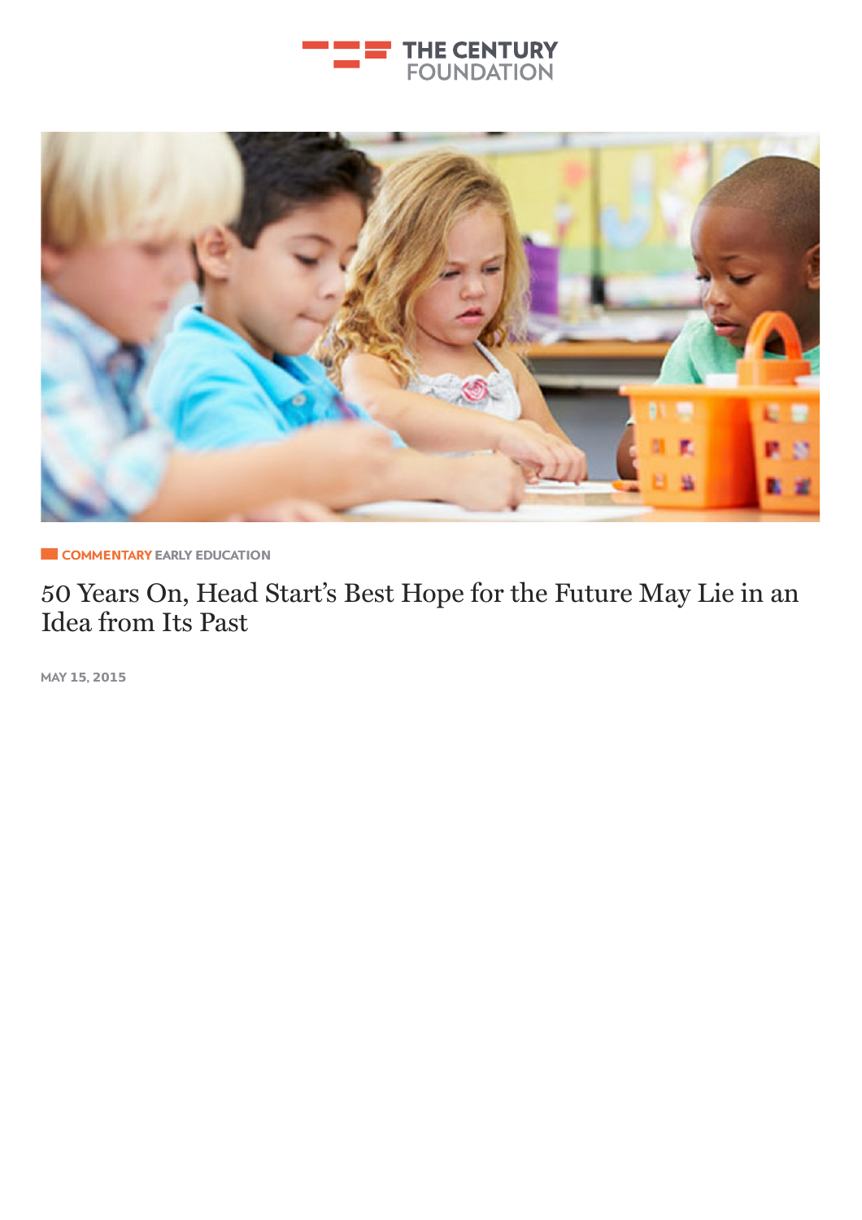THE CENTURY FOUNDATION

COMMENTARY EARLY EDUCATION

# 50 Years On, Head Start's Best Hope for the Future May Lie in an Idea from Its Past

MAY 15, 2015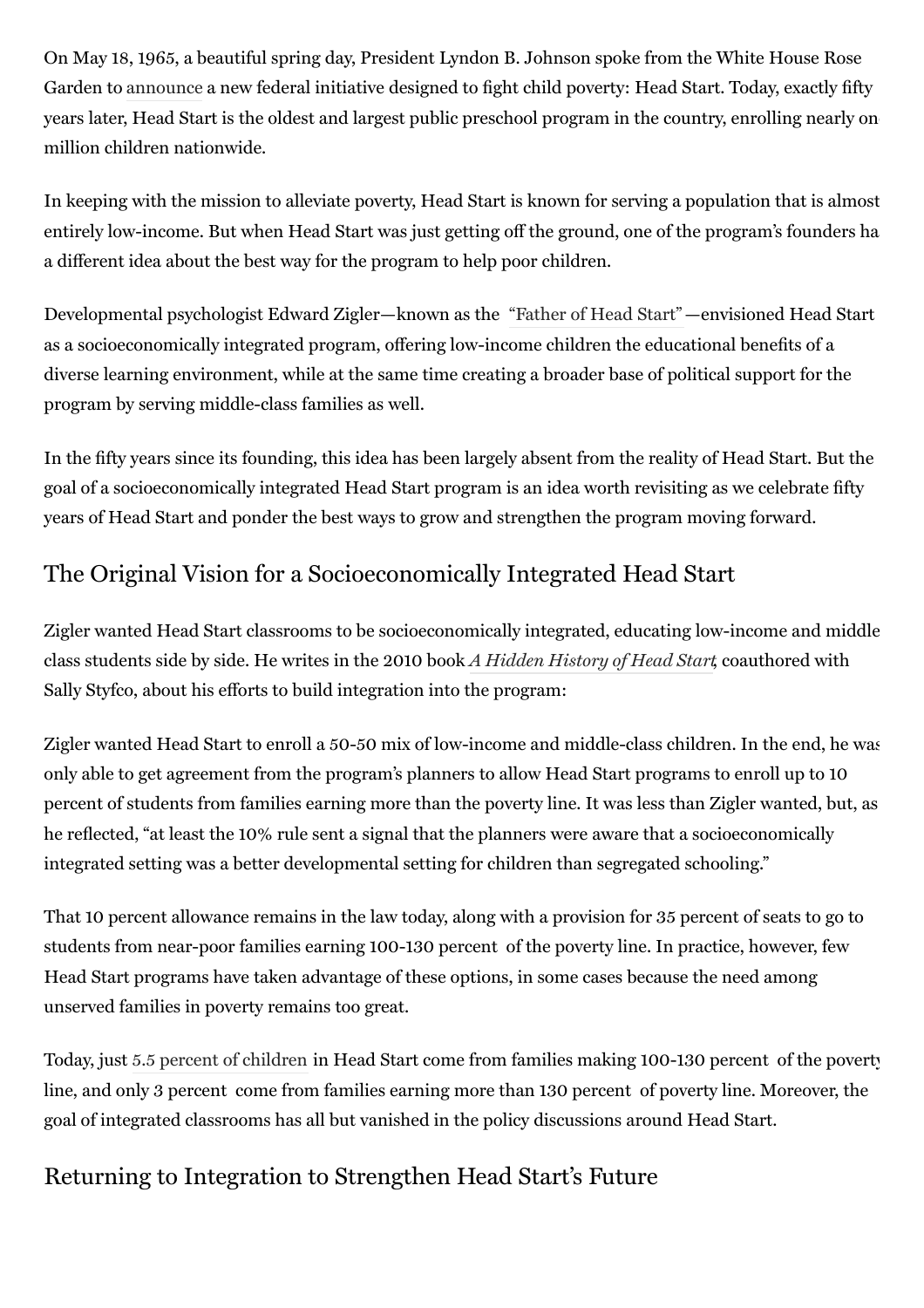On May 18, 1965, a beautiful spring day, President Lyndon B. Johnson spoke from the White House Rose Garden to announce a new federal initiative designed to fight child poverty: Head Start. Today, exactly fifty years later, Head Start is the oldest and largest public preschool program in the country, enrolling nearly one million children nationwide.

In keeping with the mission to alleviate poverty, Head Start is known for serving a population that is almost entirely low-income. But when Head Start was just getting off the ground, one of the program's founders had a different idea about the best way for the program to help poor children.

Developmental psychologist Edward Zigler—known as the "Father of Head Start"—envisioned Head Start as a socioeconomically integrated program, offering low-income children the educational benefits of a diverse learning environment, while at the same time creating a broader base of political support for the program by serving middle-class families as well.

In the fifty years since its founding, this idea has been largely absent from the reality of Head Start. But the goal of a socioeconomically integrated Head Start program is an idea worth revisiting as we celebrate fifty years of Head Start and ponder the best ways to grow and strengthen the program moving forward.

## The Original Vision for a Socioeconomically Integrated Head Start

Zigler wanted Head Start classrooms to be socioeconomically integrated, educating low-income and middle-class students side by side. He writes in the 2010 book *A Hidden History of Head Start*, coauthored with Sally Styfco, about his efforts to build integration into the program:

Zigler wanted Head Start to enroll a 50-50 mix of low-income and middle-class children. In the end, he was only able to get agreement from the program's planners to allow Head Start programs to enroll up to 10 percent of students from families earning more than the poverty line. It was less than Zigler wanted, but, as he reflected, "at least the 10% rule sent a signal that the planners were aware that a socioeconomically integrated setting was a better developmental setting for children than segregated schooling."

That 10 percent allowance remains in the law today, along with a provision for 35 percent of seats to go to students from near-poor families earning 100-130 percent of the poverty line. In practice, however, few Head Start programs have taken advantage of these options, in some cases because the need among unserved families in poverty remains too great.

Today, just 5.5 percent of children in Head Start come from families making 100-130 percent of the poverty line, and only 3 percent come from families earning more than 130 percent of poverty line. Moreover, the goal of integrated classrooms has all but vanished in the policy discussions around Head Start.

## Returning to Integration to Strengthen Head Start's Future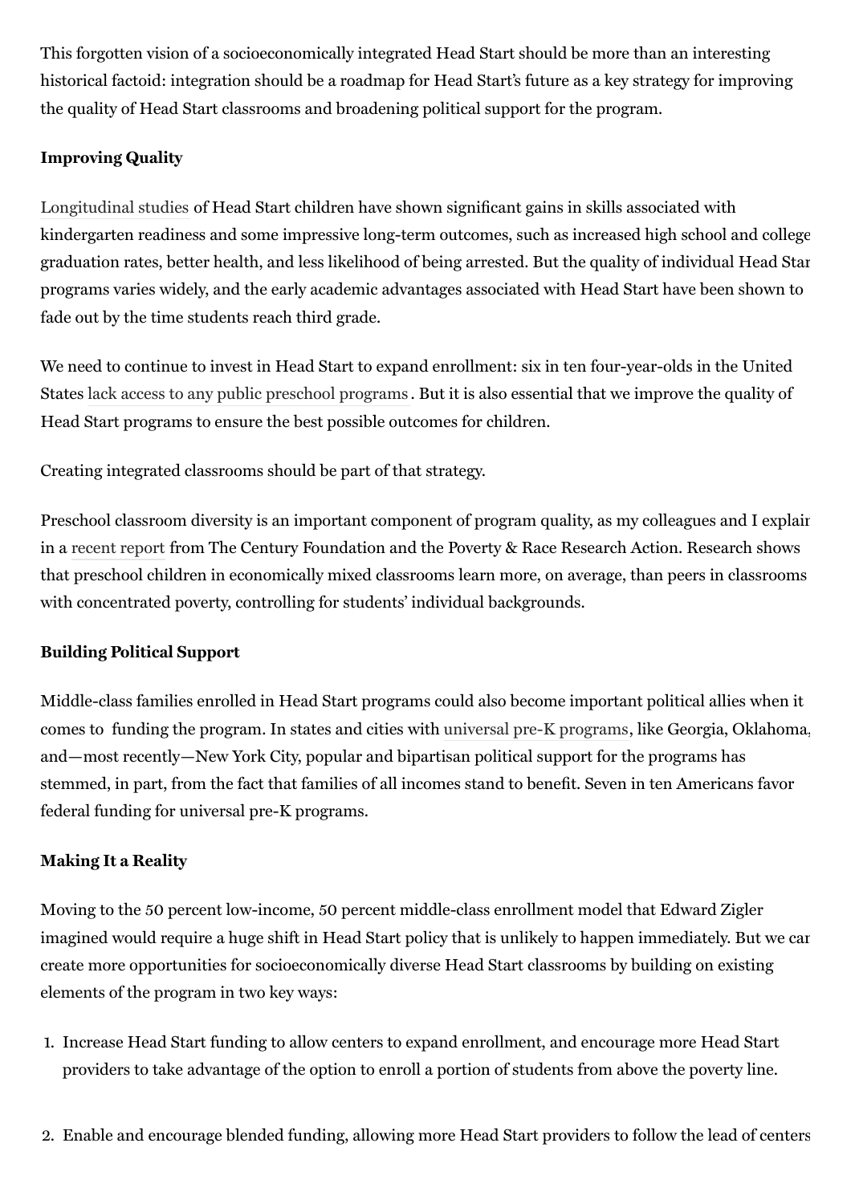This forgotten vision of a socioeconomically integrated Head Start should be more than an interesting historical factoid: integration should be a roadmap for Head Start's future as a key strategy for improving the quality of Head Start classrooms and broadening political support for the program.

**Improving Quality**

Longitudinal studies of Head Start children have shown significant gains in skills associated with kindergarten readiness and some impressive long-term outcomes, such as increased high school and college graduation rates, better health, and less likelihood of being arrested. But the quality of individual Head Start programs varies widely, and the early academic advantages associated with Head Start have been shown to fade out by the time students reach third grade.

We need to continue to invest in Head Start to expand enrollment: six in ten four-year-olds in the United States lack access to any public preschool programs. But it is also essential that we improve the quality of Head Start programs to ensure the best possible outcomes for children.

Creating integrated classrooms should be part of that strategy.

Preschool classroom diversity is an important component of program quality, as my colleagues and I explain in a recent report from The Century Foundation and the Poverty & Race Research Action. Research shows that preschool children in economically mixed classrooms learn more, on average, than peers in classrooms with concentrated poverty, controlling for students' individual backgrounds.

**Building Political Support**

Middle-class families enrolled in Head Start programs could also become important political allies when it comes to funding the program. In states and cities with universal pre-K programs, like Georgia, Oklahoma, and—most recently—New York City, popular and bipartisan political support for the programs has stemmed, in part, from the fact that families of all incomes stand to benefit. Seven in ten Americans favor federal funding for universal pre-K programs.

**Making It a Reality**

Moving to the 50 percent low-income, 50 percent middle-class enrollment model that Edward Zigler imagined would require a huge shift in Head Start policy that is unlikely to happen immediately. But we can create more opportunities for socioeconomically diverse Head Start classrooms by building on existing elements of the program in two key ways:

1. Increase Head Start funding to allow centers to expand enrollment, and encourage more Head Start providers to take advantage of the option to enroll a portion of students from above the poverty line.

2. Enable and encourage blended funding, allowing more Head Start providers to follow the lead of centers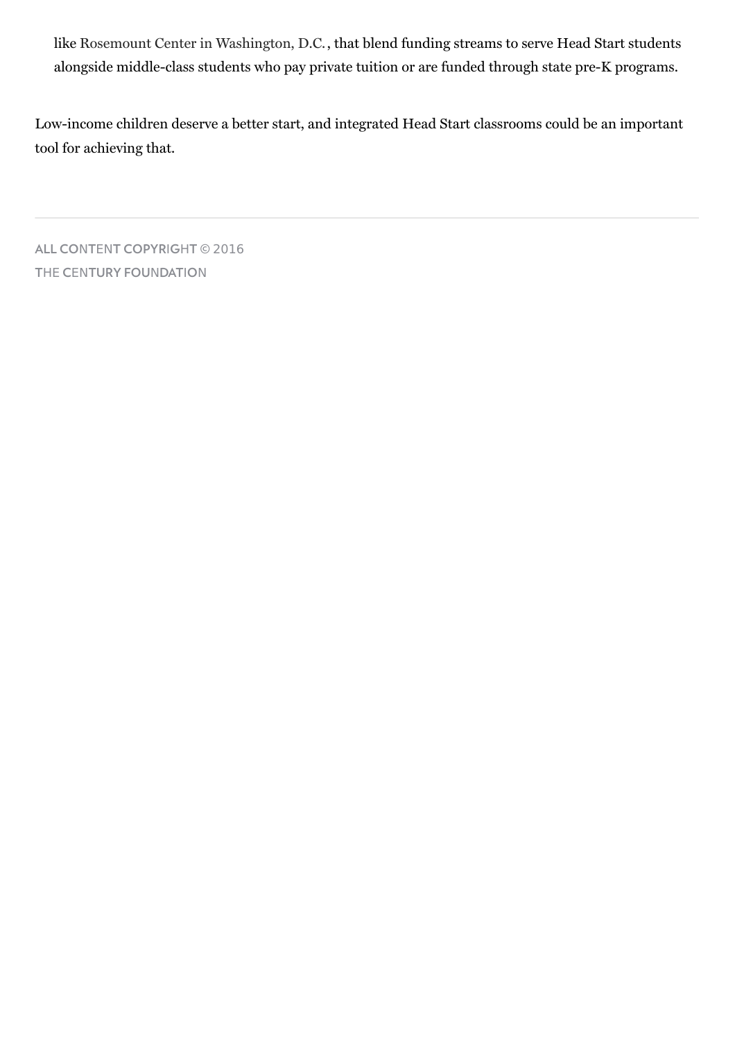like Rosemount Center in Washington, D.C., that blend funding streams to serve Head Start students alongside middle-class students who pay private tuition or are funded through state pre-K programs.

Low-income children deserve a better start, and integrated Head Start classrooms could be an important tool for achieving that.

---

ALL CONTENT COPYRIGHT © 2016
THE CENTURY FOUNDATION